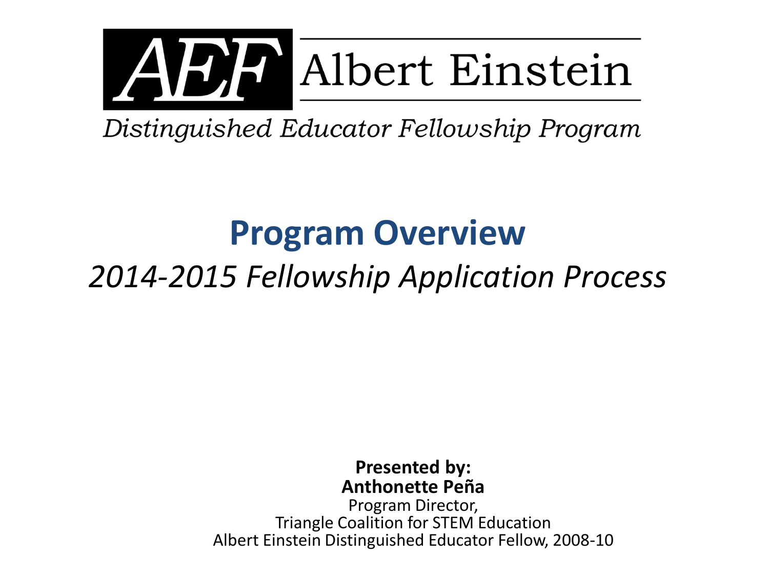# AEF Albert Einstein

*Distinguished Educator Fellowship Program*

## Program Overview

*2014-2015 Fellowship Application Process*

**Presented by:**
**Anthonette Peña**
Program Director,
Triangle Coalition for STEM Education
Albert Einstein Distinguished Educator Fellow, 2008-10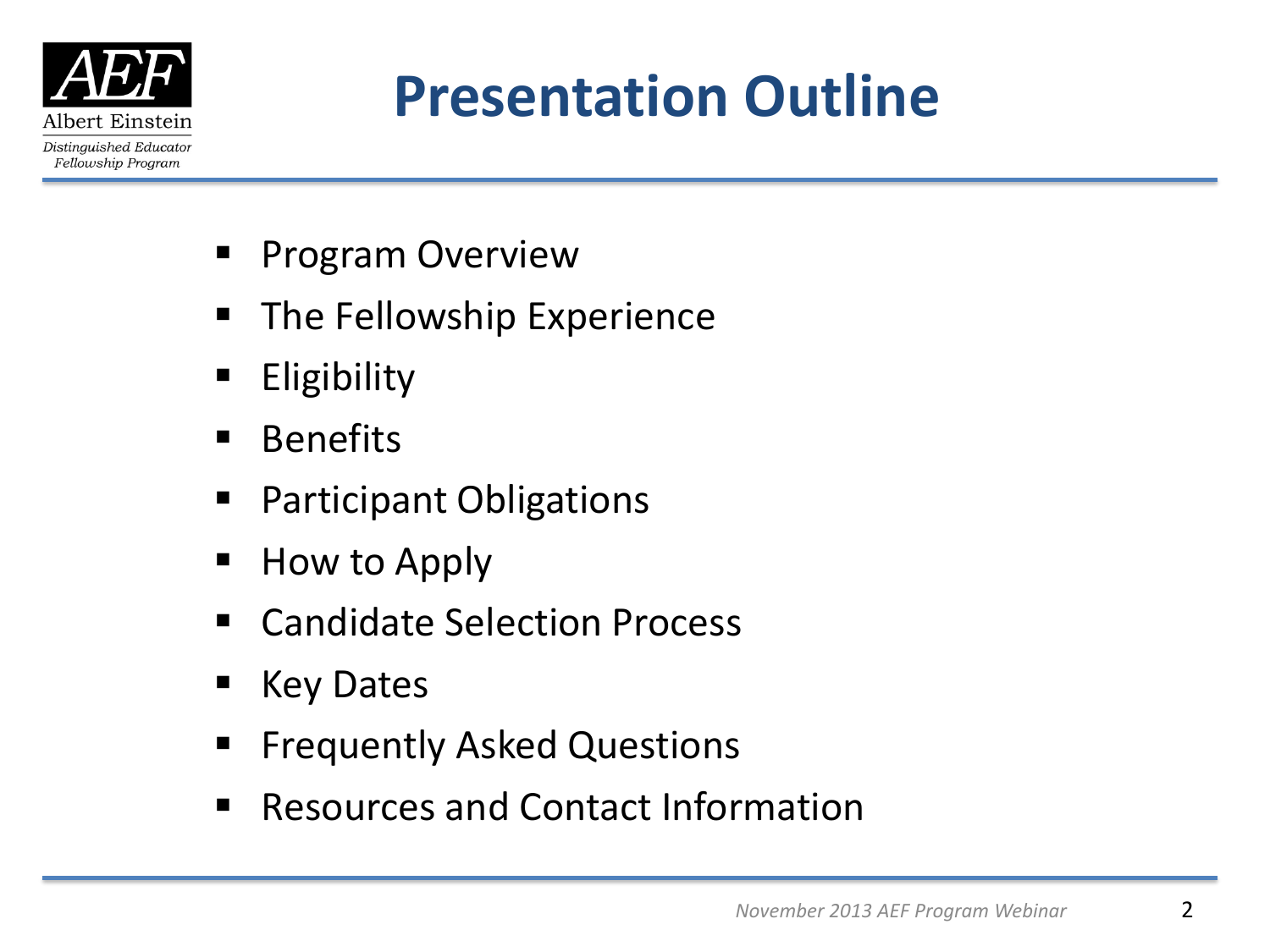# Presentation Outline

- Program Overview
- The Fellowship Experience
- Eligibility
- Benefits
- Participant Obligations
- How to Apply
- Candidate Selection Process
- Key Dates
- Frequently Asked Questions
- Resources and Contact Information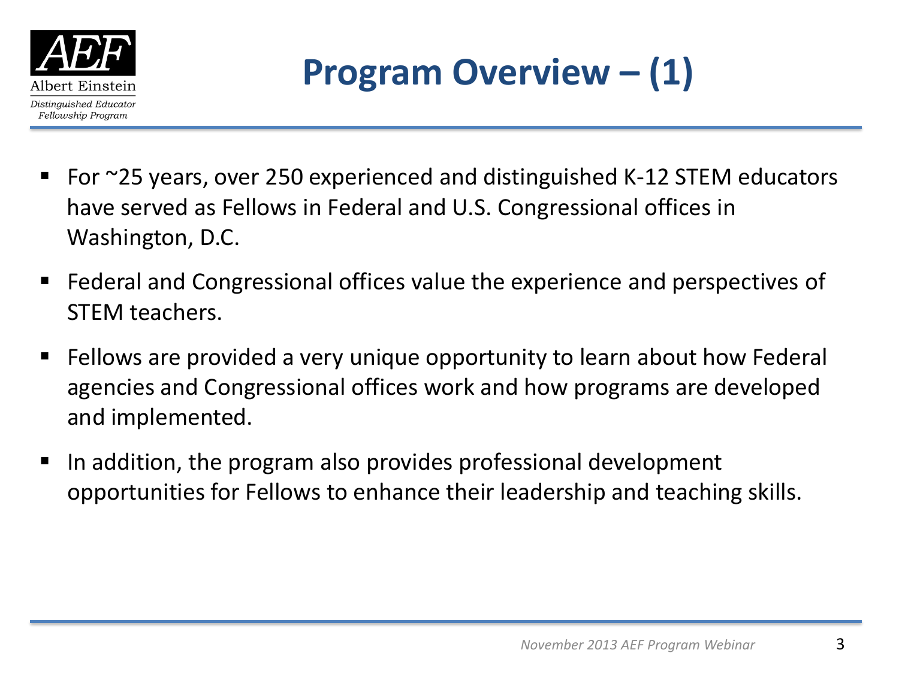# Program Overview – (1)

- For ~25 years, over 250 experienced and distinguished K-12 STEM educators have served as Fellows in Federal and U.S. Congressional offices in Washington, D.C.
- Federal and Congressional offices value the experience and perspectives of STEM teachers.
- Fellows are provided a very unique opportunity to learn about how Federal agencies and Congressional offices work and how programs are developed and implemented.
- In addition, the program also provides professional development opportunities for Fellows to enhance their leadership and teaching skills.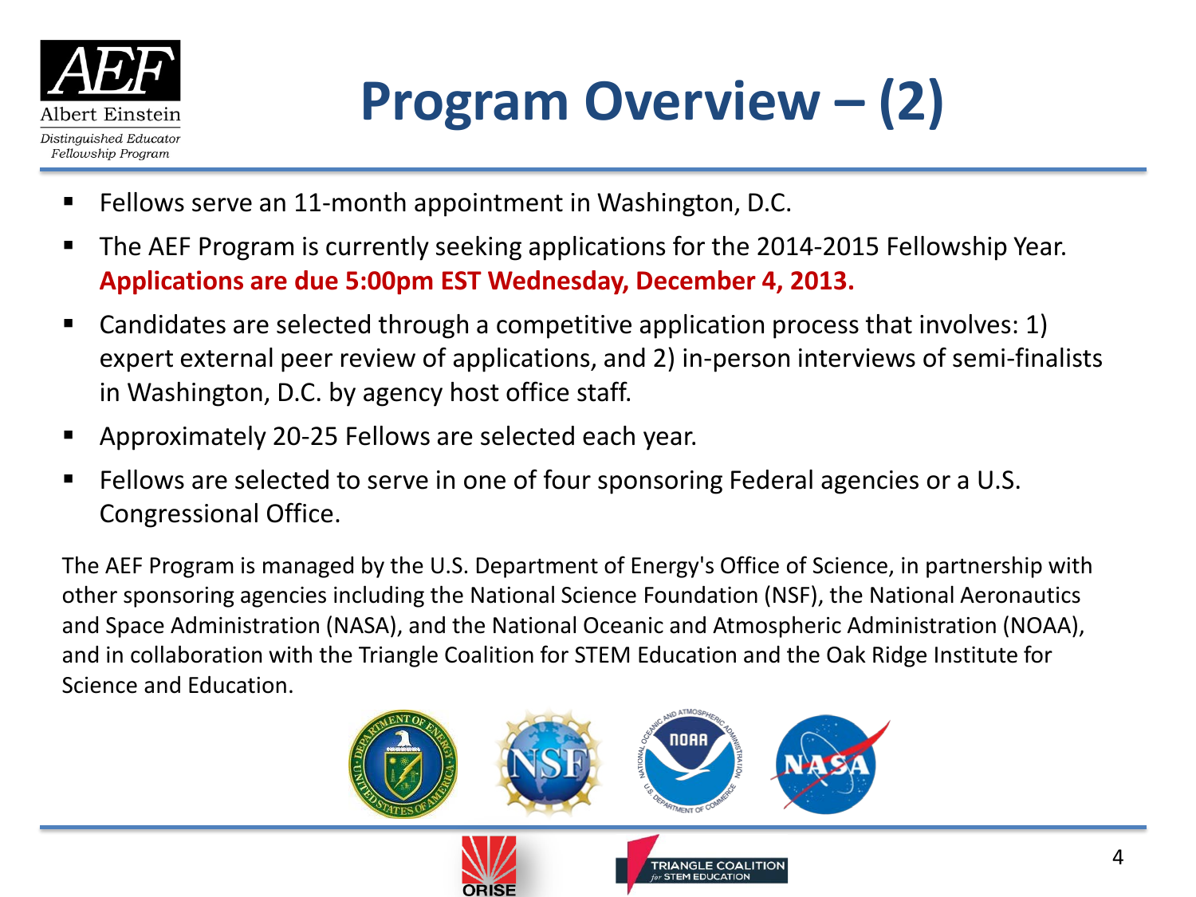# Program Overview – (2)

- Fellows serve an 11-month appointment in Washington, D.C.
- The AEF Program is currently seeking applications for the 2014-2015 Fellowship Year. **Applications are due 5:00pm EST Wednesday, December 4, 2013.**
- Candidates are selected through a competitive application process that involves: 1) expert external peer review of applications, and 2) in-person interviews of semi-finalists in Washington, D.C. by agency host office staff.
- Approximately 20-25 Fellows are selected each year.
- Fellows are selected to serve in one of four sponsoring Federal agencies or a U.S. Congressional Office.

The AEF Program is managed by the U.S. Department of Energy's Office of Science, in partnership with other sponsoring agencies including the National Science Foundation (NSF), the National Aeronautics and Space Administration (NASA), and the National Oceanic and Atmospheric Administration (NOAA), and in collaboration with the Triangle Coalition for STEM Education and the Oak Ridge Institute for Science and Education.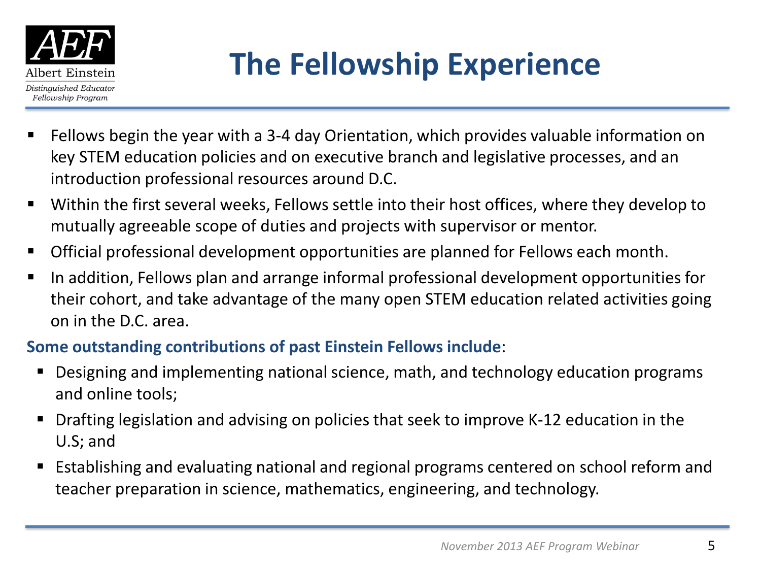# The Fellowship Experience

- Fellows begin the year with a 3-4 day Orientation, which provides valuable information on key STEM education policies and on executive branch and legislative processes, and an introduction professional resources around D.C.
- Within the first several weeks, Fellows settle into their host offices, where they develop to mutually agreeable scope of duties and projects with supervisor or mentor.
- Official professional development opportunities are planned for Fellows each month.
- In addition, Fellows plan and arrange informal professional development opportunities for their cohort, and take advantage of the many open STEM education related activities going on in the D.C. area.

**Some outstanding contributions of past Einstein Fellows include**:

- Designing and implementing national science, math, and technology education programs and online tools;
- Drafting legislation and advising on policies that seek to improve K-12 education in the U.S; and
- Establishing and evaluating national and regional programs centered on school reform and teacher preparation in science, mathematics, engineering, and technology.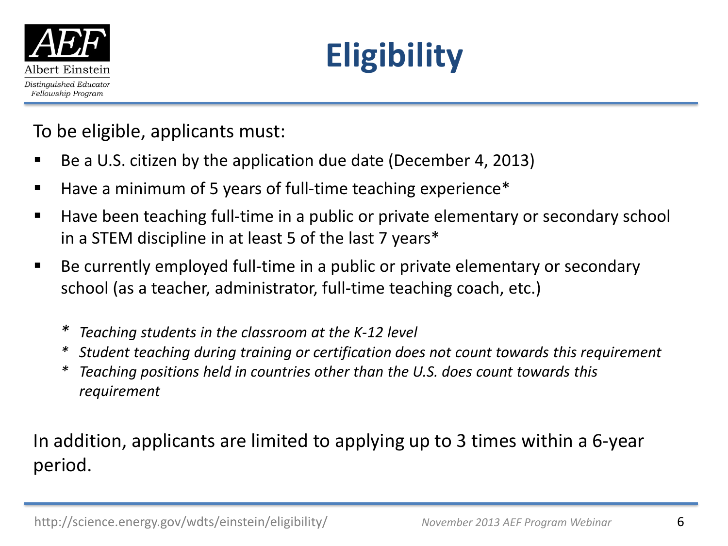# Eligibility

To be eligible, applicants must:

- Be a U.S. citizen by the application due date (December 4, 2013)
- Have a minimum of 5 years of full-time teaching experience*
- Have been teaching full-time in a public or private elementary or secondary school in a STEM discipline in at least 5 of the last 7 years*
- Be currently employed full-time in a public or private elementary or secondary school (as a teacher, administrator, full-time teaching coach, etc.)

    *\* Teaching students in the classroom at the K-12 level*
    *\* Student teaching during training or certification does not count towards this requirement*
    *\* Teaching positions held in countries other than the U.S. does count towards this requirement*

In addition, applicants are limited to applying up to 3 times within a 6-year period.

http://science.energy.gov/wdts/einstein/eligibility/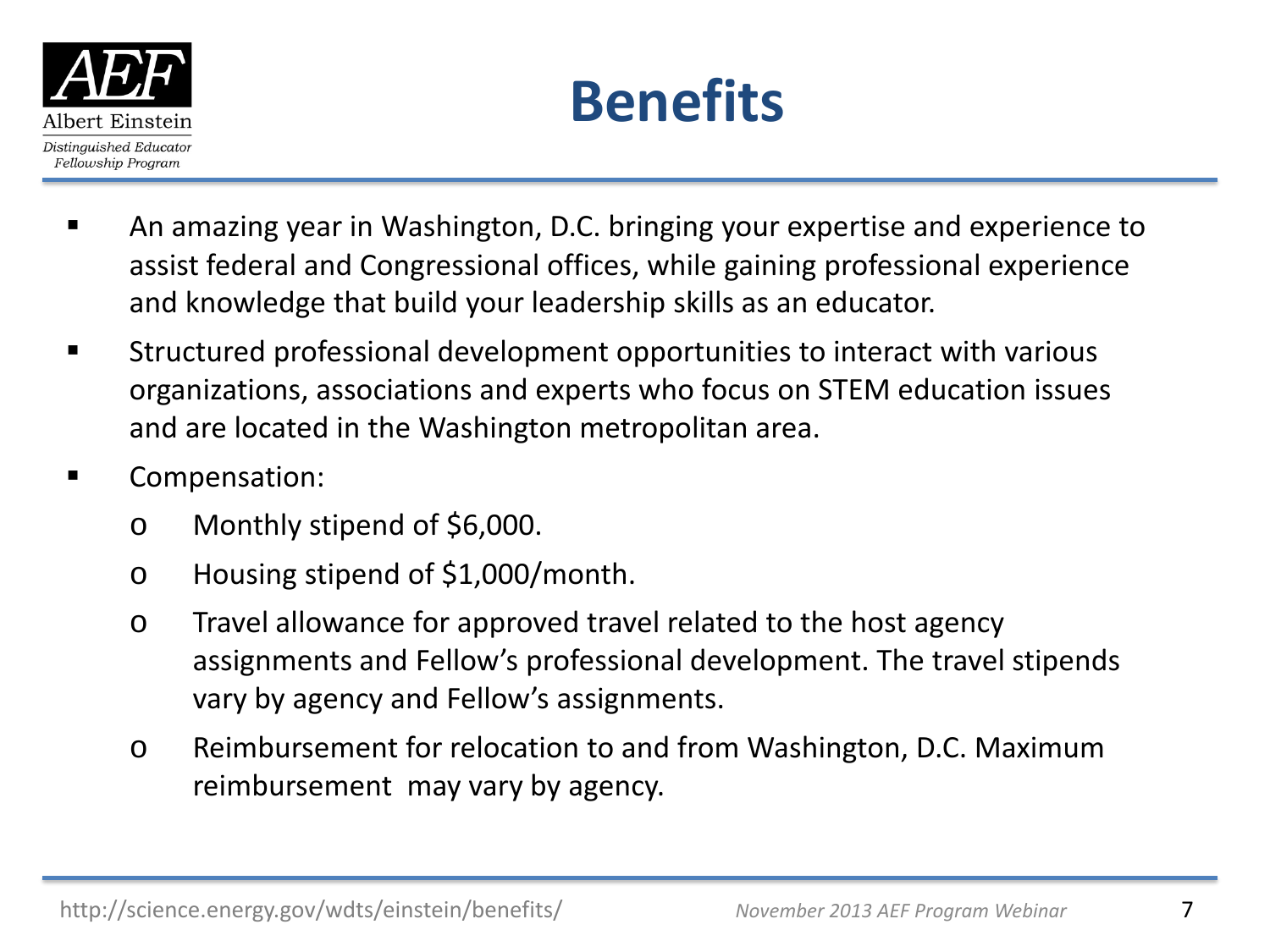# Benefits

- An amazing year in Washington, D.C. bringing your expertise and experience to assist federal and Congressional offices, while gaining professional experience and knowledge that build your leadership skills as an educator.
- Structured professional development opportunities to interact with various organizations, associations and experts who focus on STEM education issues and are located in the Washington metropolitan area.
- Compensation:
  - Monthly stipend of $6,000.
  - Housing stipend of $1,000/month.
  - Travel allowance for approved travel related to the host agency assignments and Fellow's professional development. The travel stipends vary by agency and Fellow's assignments.
  - Reimbursement for relocation to and from Washington, D.C. Maximum reimbursement may vary by agency.

http://science.energy.gov/wdts/einstein/benefits/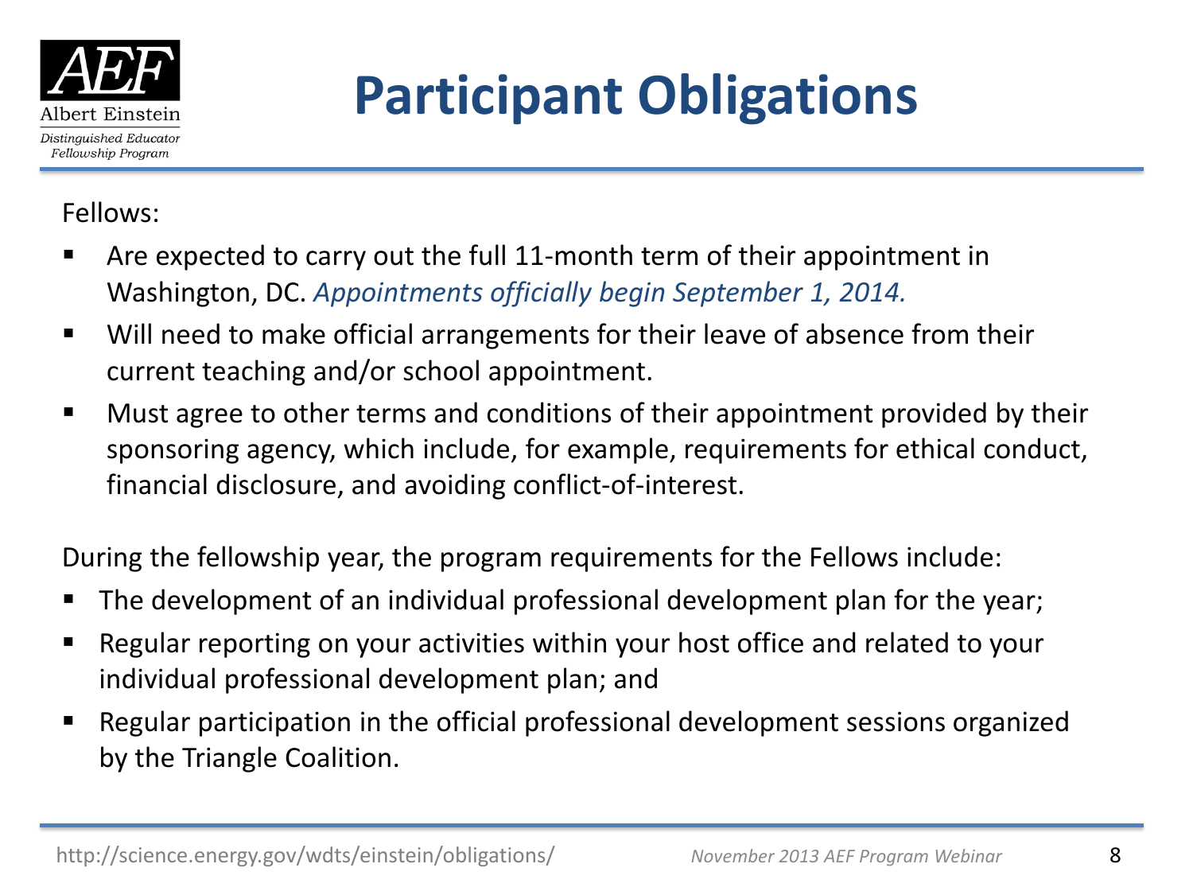# Participant Obligations

Fellows:

- Are expected to carry out the full 11-month term of their appointment in Washington, DC. *Appointments officially begin September 1, 2014.*
- Will need to make official arrangements for their leave of absence from their current teaching and/or school appointment.
- Must agree to other terms and conditions of their appointment provided by their sponsoring agency, which include, for example, requirements for ethical conduct, financial disclosure, and avoiding conflict-of-interest.

During the fellowship year, the program requirements for the Fellows include:

- The development of an individual professional development plan for the year;
- Regular reporting on your activities within your host office and related to your individual professional development plan; and
- Regular participation in the official professional development sessions organized by the Triangle Coalition.

http://science.energy.gov/wdts/einstein/obligations/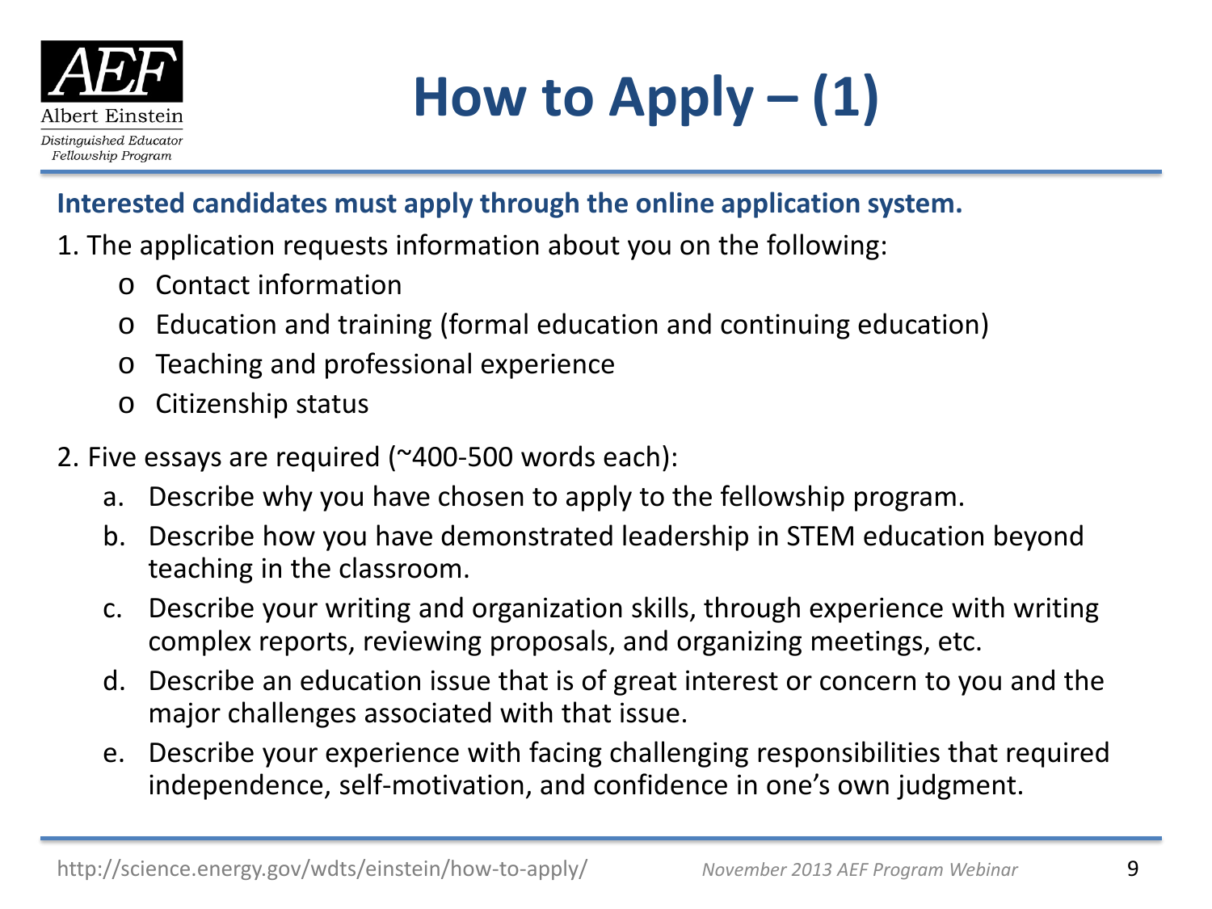# How to Apply – (1)

**Interested candidates must apply through the online application system.**

1. The application requests information about you on the following:
   - Contact information
   - Education and training (formal education and continuing education)
   - Teaching and professional experience
   - Citizenship status

2. Five essays are required (~400-500 words each):
   a. Describe why you have chosen to apply to the fellowship program.
   b. Describe how you have demonstrated leadership in STEM education beyond teaching in the classroom.
   c. Describe your writing and organization skills, through experience with writing complex reports, reviewing proposals, and organizing meetings, etc.
   d. Describe an education issue that is of great interest or concern to you and the major challenges associated with that issue.
   e. Describe your experience with facing challenging responsibilities that required independence, self-motivation, and confidence in one's own judgment.

http://science.energy.gov/wdts/einstein/how-to-apply/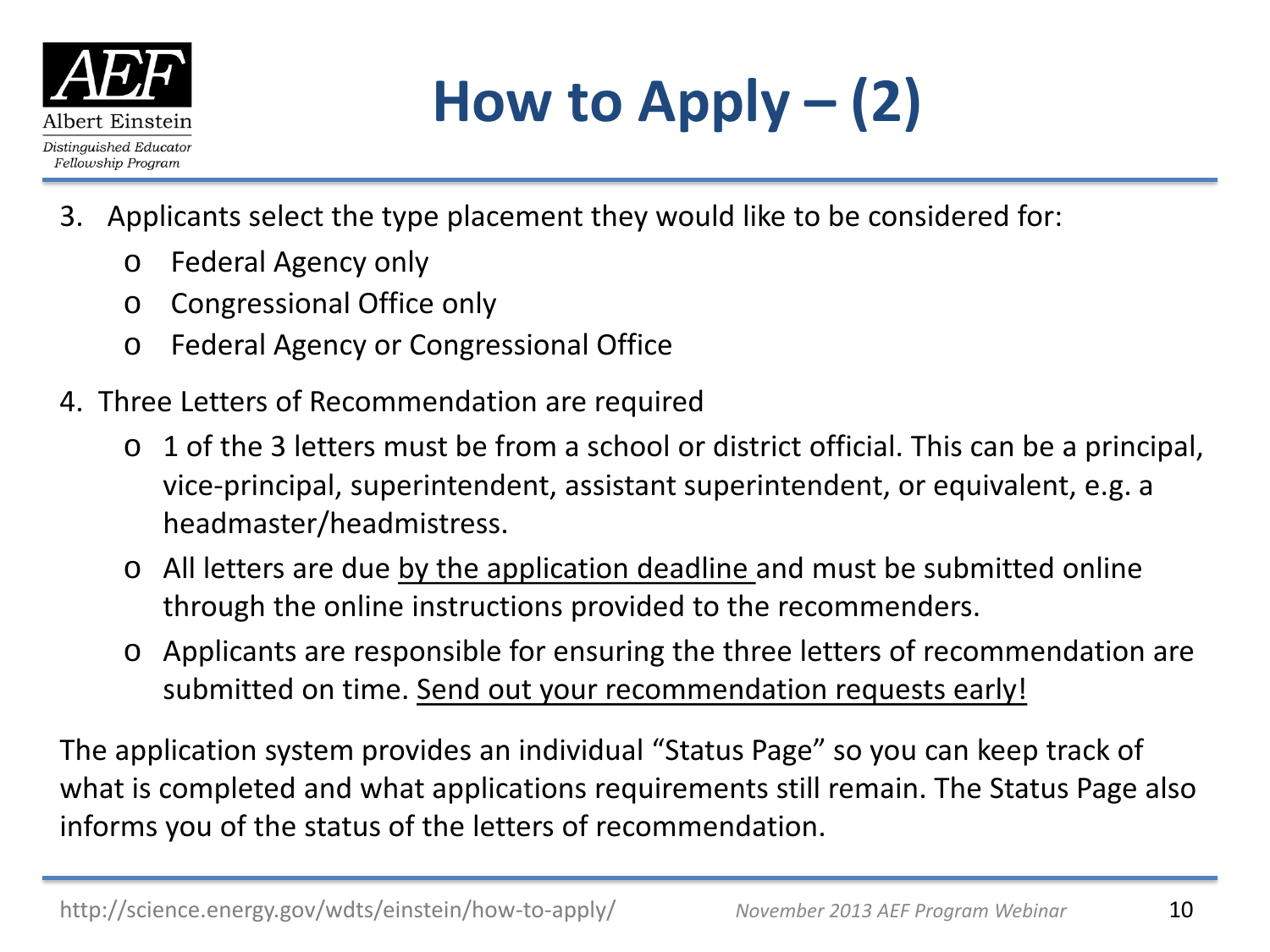# How to Apply – (2)

3. Applicants select the type placement they would like to be considered for:
   - Federal Agency only
   - Congressional Office only
   - Federal Agency or Congressional Office

4. Three Letters of Recommendation are required
   - 1 of the 3 letters must be from a school or district official. This can be a principal, vice-principal, superintendent, assistant superintendent, or equivalent, e.g. a headmaster/headmistress.
   - All letters are due <u>by the application deadline</u> and must be submitted online through the online instructions provided to the recommenders.
   - Applicants are responsible for ensuring the three letters of recommendation are submitted on time. <u>Send out your recommendation requests early!</u>

The application system provides an individual "Status Page" so you can keep track of what is completed and what applications requirements still remain. The Status Page also informs you of the status of the letters of recommendation.

http://science.energy.gov/wdts/einstein/how-to-apply/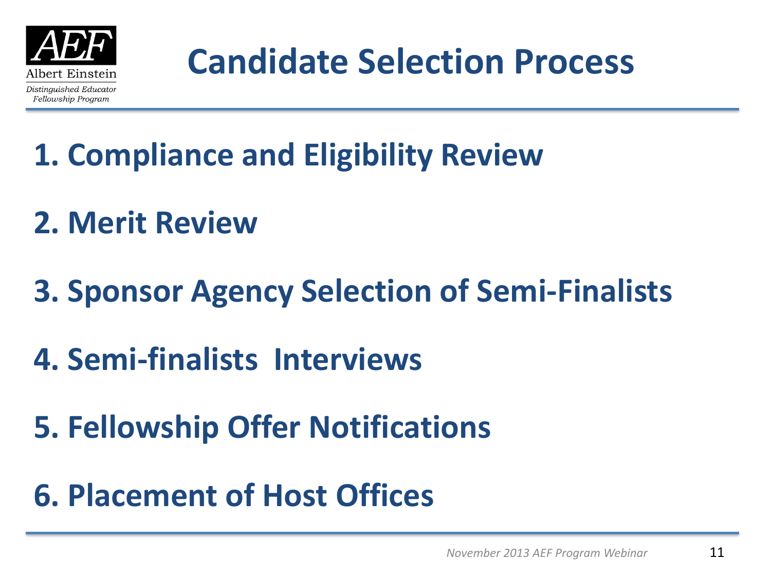# Candidate Selection Process

1. Compliance and Eligibility Review
2. Merit Review
3. Sponsor Agency Selection of Semi-Finalists
4. Semi-finalists  Interviews
5. Fellowship Offer Notifications
6. Placement of Host Offices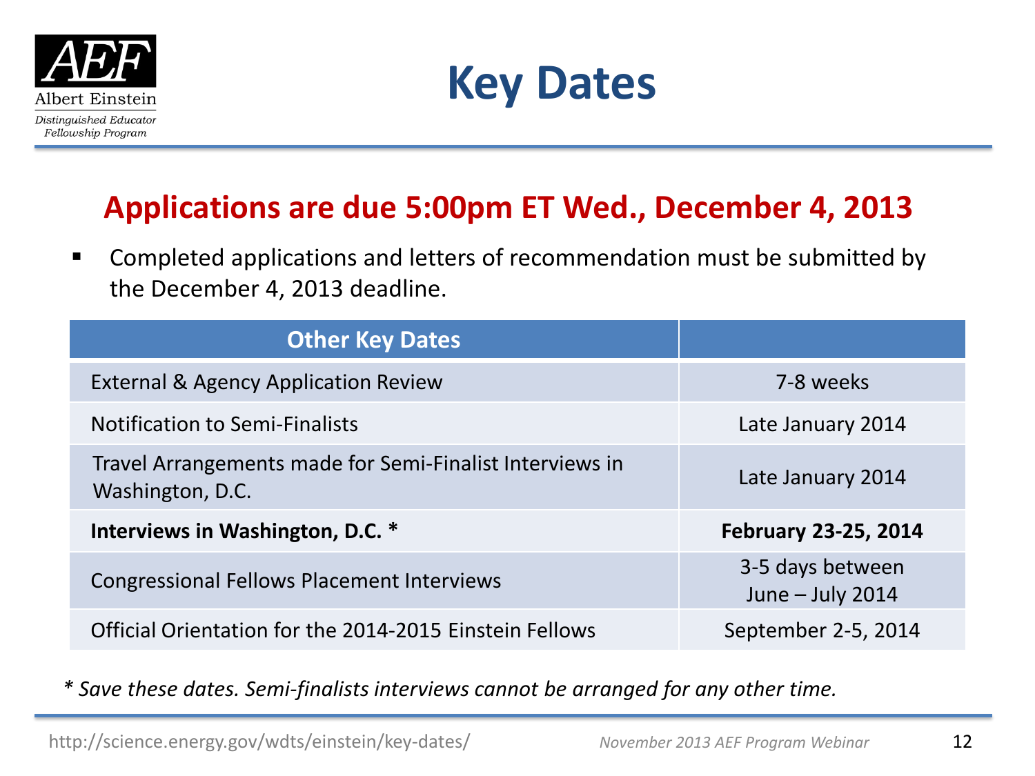Albert Einstein Distinguished Educator Fellowship Program

# Key Dates

## Applications are due 5:00pm ET Wed., December 4, 2013

- Completed applications and letters of recommendation must be submitted by the December 4, 2013 deadline.

| Other Key Dates | |
|---|---|
| External & Agency Application Review | 7-8 weeks |
| Notification to Semi-Finalists | Late January 2014 |
| Travel Arrangements made for Semi-Finalist Interviews in Washington, D.C. | Late January 2014 |
| **Interviews in Washington, D.C. *** | **February 23-25, 2014** |
| Congressional Fellows Placement Interviews | 3-5 days between June – July 2014 |
| Official Orientation for the 2014-2015 Einstein Fellows | September 2-5, 2014 |

*\* Save these dates. Semi-finalists interviews cannot be arranged for any other time.*

http://science.energy.gov/wdts/einstein/key-dates/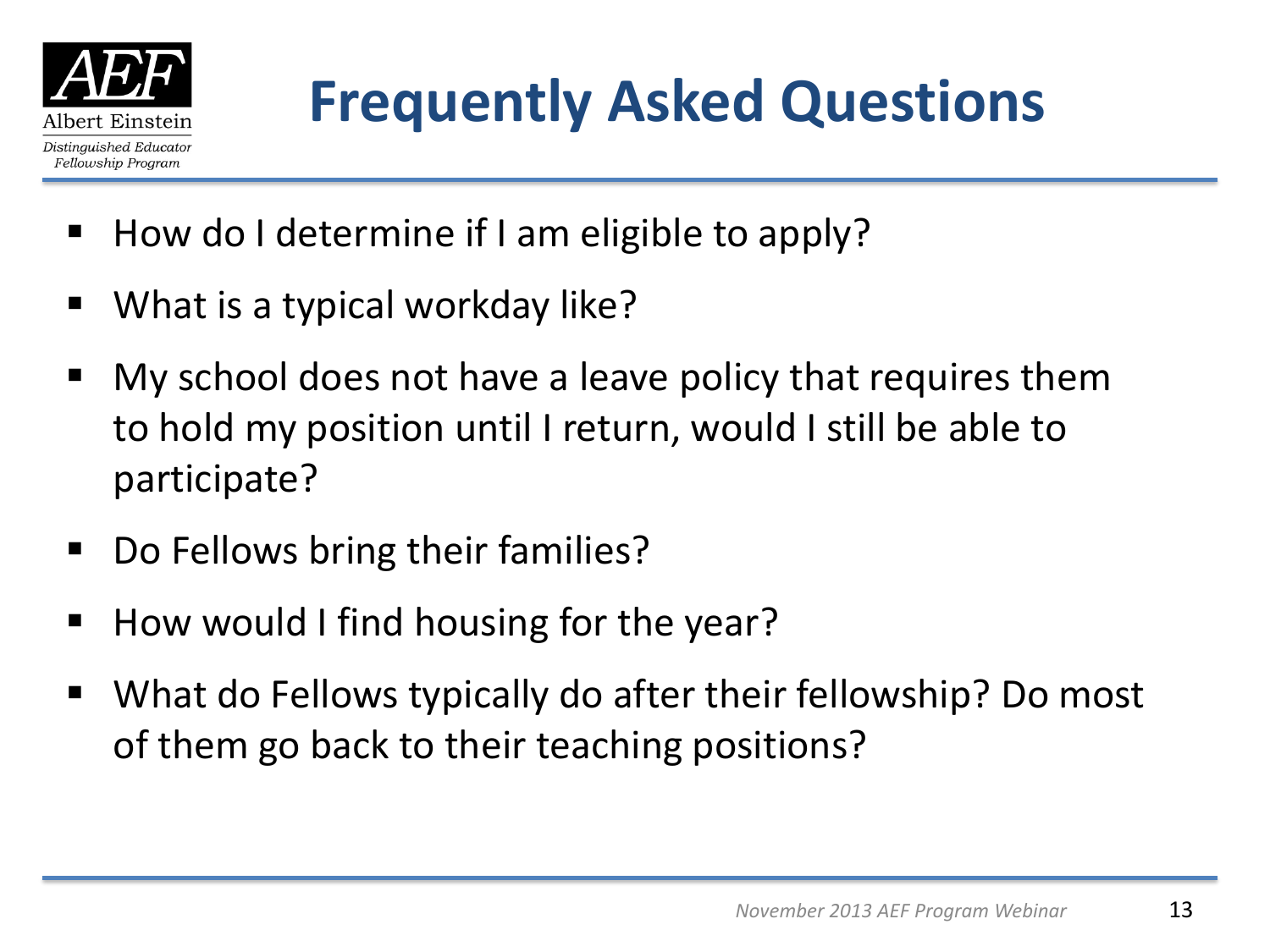# Frequently Asked Questions

- How do I determine if I am eligible to apply?
- What is a typical workday like?
- My school does not have a leave policy that requires them to hold my position until I return, would I still be able to participate?
- Do Fellows bring their families?
- How would I find housing for the year?
- What do Fellows typically do after their fellowship? Do most of them go back to their teaching positions?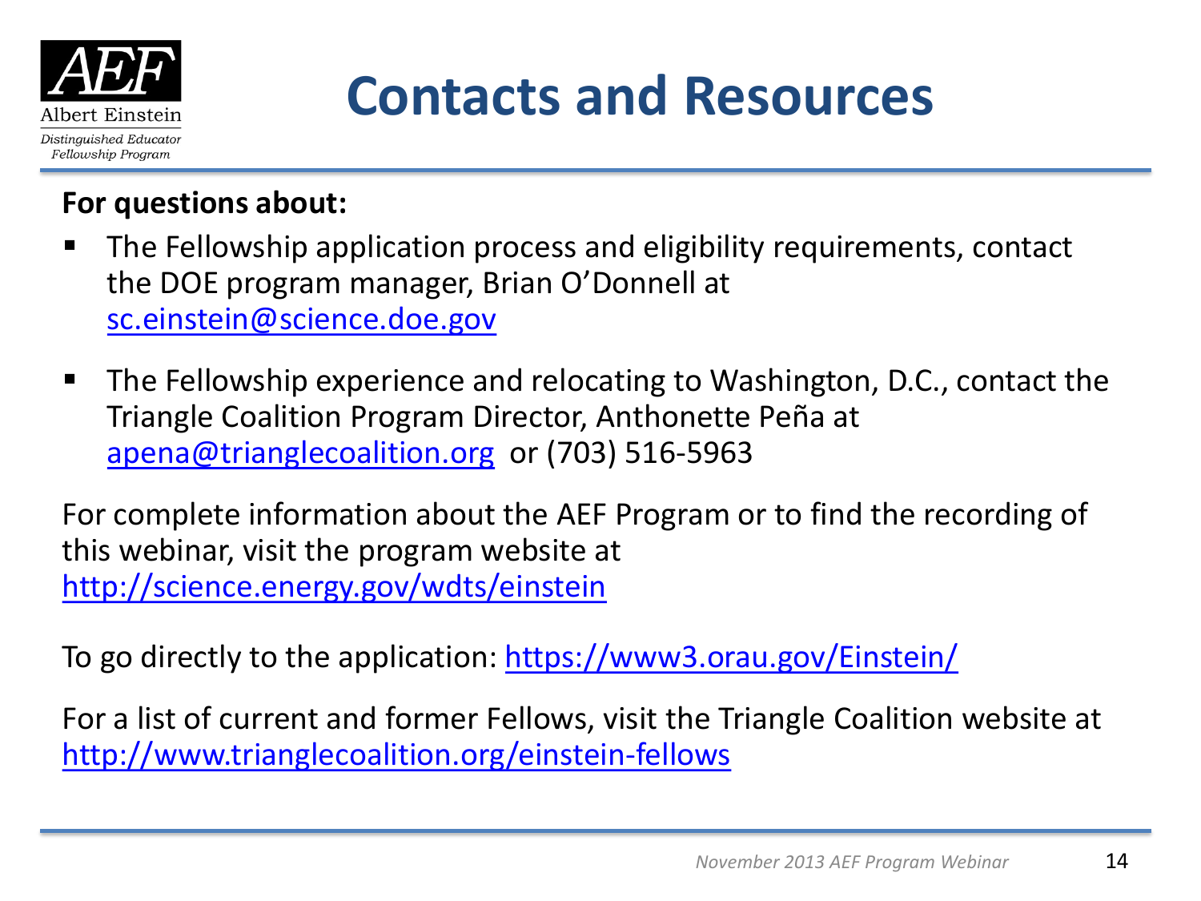AEF

Albert Einstein

*Distinguished Educator Fellowship Program*

# Contacts and Resources

**For questions about:**

- The Fellowship application process and eligibility requirements, contact the DOE program manager, Brian O'Donnell at sc.einstein@science.doe.gov
- The Fellowship experience and relocating to Washington, D.C., contact the Triangle Coalition Program Director, Anthonette Peña at apena@trianglecoalition.org or (703) 516-5963

For complete information about the AEF Program or to find the recording of this webinar, visit the program website at http://science.energy.gov/wdts/einstein

To go directly to the application: https://www3.orau.gov/Einstein/

For a list of current and former Fellows, visit the Triangle Coalition website at http://www.trianglecoalition.org/einstein-fellows